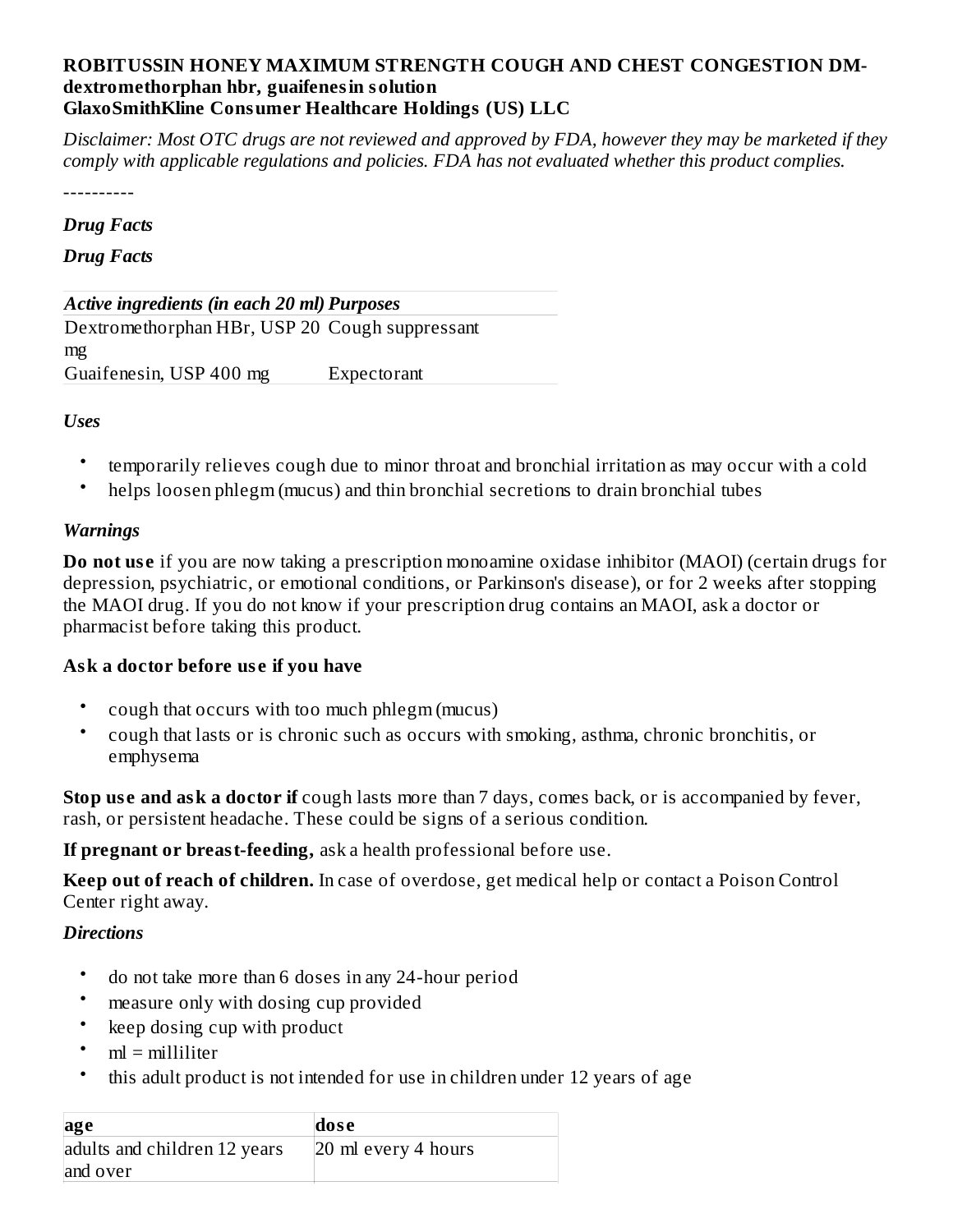**ROBITUSSIN HONEY MAXIMUM STRENGTH COUGH AND CHEST CONGESTION DM- dextromethorphan hbr, guaifenesin solution**
**GlaxoSmithKline Consumer Healthcare Holdings (US) LLC**

*Disclaimer: Most OTC drugs are not reviewed and approved by FDA, however they may be marketed if they comply with applicable regulations and policies. FDA has not evaluated whether this product complies.*

----------

***Drug Facts***

***Drug Facts***

| *Active ingredients (in each 20 ml)* | *Purposes* |
|---|---|
| Dextromethorphan HBr, USP 20 mg | Cough suppressant |
| Guaifenesin, USP 400 mg | Expectorant |

***Uses***

- temporarily relieves cough due to minor throat and bronchial irritation as may occur with a cold
- helps loosen phlegm (mucus) and thin bronchial secretions to drain bronchial tubes

***Warnings***

**Do not use** if you are now taking a prescription monoamine oxidase inhibitor (MAOI) (certain drugs for depression, psychiatric, or emotional conditions, or Parkinson's disease), or for 2 weeks after stopping the MAOI drug. If you do not know if your prescription drug contains an MAOI, ask a doctor or pharmacist before taking this product.

**Ask a doctor before use if you have**

- cough that occurs with too much phlegm (mucus)
- cough that lasts or is chronic such as occurs with smoking, asthma, chronic bronchitis, or emphysema

**Stop use and ask a doctor if** cough lasts more than 7 days, comes back, or is accompanied by fever, rash, or persistent headache. These could be signs of a serious condition.

**If pregnant or breast-feeding,** ask a health professional before use.

**Keep out of reach of children.** In case of overdose, get medical help or contact a Poison Control Center right away.

***Directions***

- do not take more than 6 doses in any 24-hour period
- measure only with dosing cup provided
- keep dosing cup with product
- ml = milliliter
- this adult product is not intended for use in children under 12 years of age

| **age** | **dose** |
|---|---|
| adults and children 12 years and over | 20 ml every 4 hours |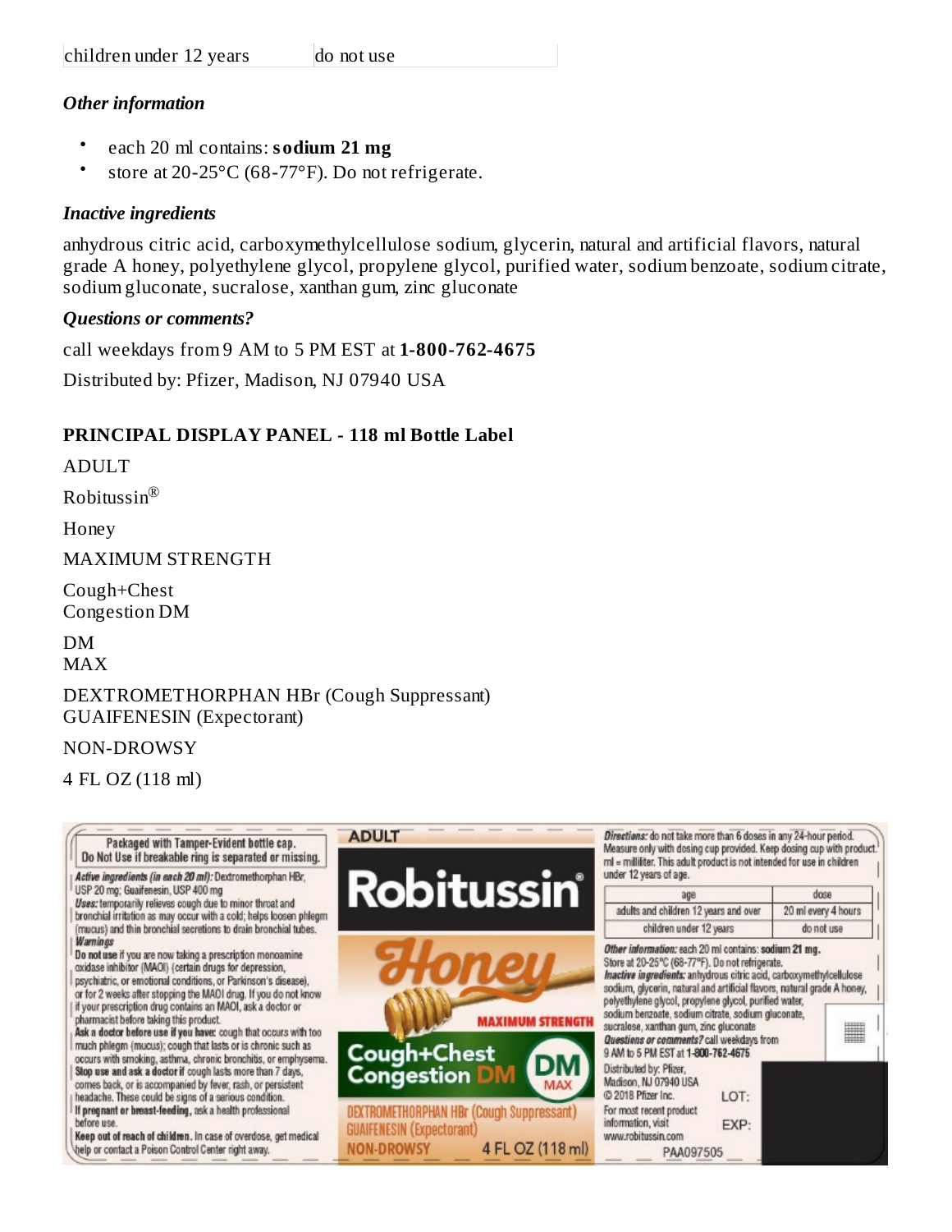| children under 12 years | do not use |
| --- | --- |

### *Other information*

- each 20 ml contains: **sodium 21 mg**
- store at 20-25°C (68-77°F). Do not refrigerate.

### *Inactive ingredients*

anhydrous citric acid, carboxymethylcellulose sodium, glycerin, natural and artificial flavors, natural grade A honey, polyethylene glycol, propylene glycol, purified water, sodium benzoate, sodium citrate, sodium gluconate, sucralose, xanthan gum, zinc gluconate

### *Questions or comments?*

call weekdays from 9 AM to 5 PM EST at **1-800-762-4675**

Distributed by: Pfizer, Madison, NJ 07940 USA

## PRINCIPAL DISPLAY PANEL - 118 ml Bottle Label

ADULT

Robitussin®

Honey

MAXIMUM STRENGTH

Cough+Chest
Congestion DM

DM
MAX

DEXTROMETHORPHAN HBr (Cough Suppressant)
GUAIFENESIN (Expectorant)

NON-DROWSY

4 FL OZ (118 ml)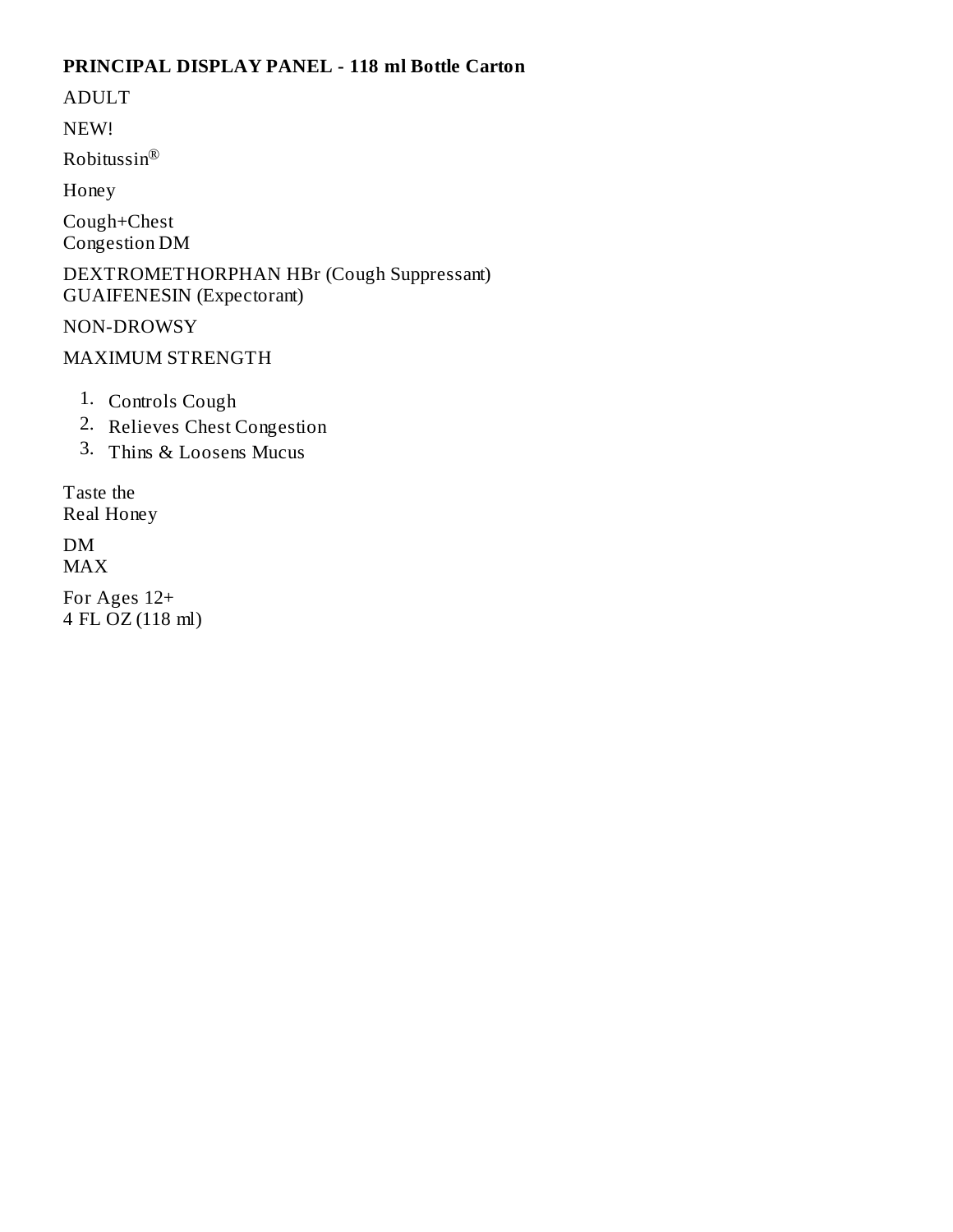**PRINCIPAL DISPLAY PANEL - 118 ml Bottle Carton**

ADULT

NEW!

Robitussin®

Honey

Cough+Chest
Congestion DM

DEXTROMETHORPHAN HBr (Cough Suppressant)
GUAIFENESIN (Expectorant)

NON-DROWSY

MAXIMUM STRENGTH

1. Controls Cough
2. Relieves Chest Congestion
3. Thins & Loosens Mucus

Taste the
Real Honey

DM
MAX

For Ages 12+
4 FL OZ (118 ml)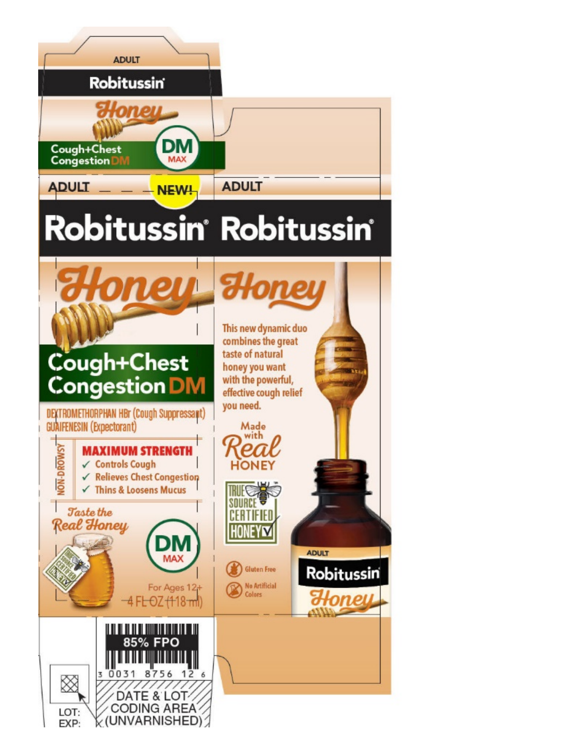ADULT

**Robitussin**

*Honey*

Cough+Chest Congestion DM

DM MAX

ADULT

NEW!

# Robitussin®

# *Honey*

## Cough+Chest Congestion DM

DEXTROMETHORPHAN HBr (Cough Suppressant)
GUAIFENESIN (Expectorant)

NON-DROWSY

**MAXIMUM STRENGTH**

- ✓ Controls Cough
- ✓ Relieves Chest Congestion
- ✓ Thins & Loosens Mucus

*Taste the Real Honey*

TRUE SOURCE CERTIFIED HONEY

DM MAX

For Ages 12+

4 FL OZ (118 ml)

ADULT

# Robitussin®

# *Honey*

This new dynamic duo combines the great taste of natural honey you want with the powerful, effective cough relief you need.

Made with *Real* HONEY

TRUE SOURCE CERTIFIED HONEY

Gluten Free

No Artificial Colors

ADULT

Robitussin

*Honey*

85% FPO

3 0031 8756 12 6

LOT:
EXP:

DATE & LOT CODING AREA (UNVARNISHED)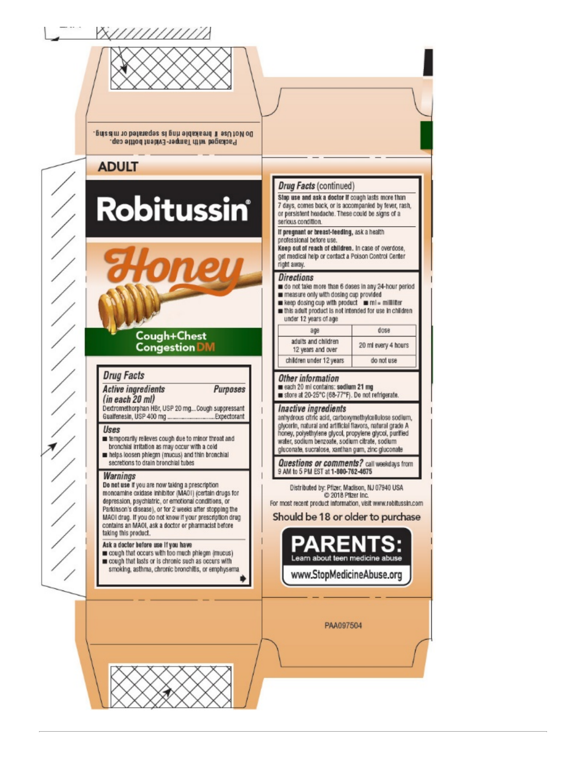Packaged with Tamper-Evident bottle cap.
Do Not Use if breakable ring is separated or missing.

ADULT

# Robitussin®

## Honey

Cough+Chest Congestion DM

### Drug Facts

| *Active ingredients (in each 20 ml)* | *Purposes* |
|---|---|
| Dextromethorphan HBr, USP 20 mg | Cough suppressant |
| Guaifenesin, USP 400 mg | Expectorant |

**Uses**

- temporarily relieves cough due to minor throat and bronchial irritation as may occur with a cold
- helps loosen phlegm (mucus) and thin bronchial secretions to drain bronchial tubes

**Warnings**

**Do not use** if you are now taking a prescription monoamine oxidase inhibitor (MAOI) (certain drugs for depression, psychiatric, or emotional conditions, or Parkinson's disease), or for 2 weeks after stopping the MAOI drug. If you do not know if your prescription drug contains an MAOI, ask a doctor or pharmacist before taking this product.

**Ask a doctor before use if you have**

- cough that occurs with too much phlegm (mucus)
- cough that lasts or is chronic such as occurs with smoking, asthma, chronic bronchitis, or emphysema

### Drug Facts (continued)

**Stop use and ask a doctor if** cough lasts more than 7 days, comes back, or is accompanied by fever, rash, or persistent headache. These could be signs of a serious condition.

**If pregnant or breast-feeding,** ask a health professional before use.

**Keep out of reach of children.** In case of overdose, get medical help or contact a Poison Control Center right away.

**Directions**

- do not take more than 6 doses in any 24-hour period
- measure only with dosing cup provided
- keep dosing cup with product
- ml = milliliter
- this adult product is not intended for use in children under 12 years of age

| age | dose |
|---|---|
| adults and children 12 years and over | 20 ml every 4 hours |
| children under 12 years | do not use |

**Other information**

- each 20 ml contains: **sodium 21 mg**
- store at 20-25°C (68-77°F). Do not refrigerate.

**Inactive ingredients**

anhydrous citric acid, carboxymethylcellulose sodium, glycerin, natural and artificial flavors, natural grade A honey, polyethylene glycol, propylene glycol, purified water, sodium benzoate, sodium citrate, sodium gluconate, sucralose, xanthan gum, zinc gluconate

***Questions or comments?*** call weekdays from 9 AM to 5 PM EST at **1-800-762-4675**

Distributed by: Pfizer, Madison, NJ 07940 USA
© 2018 Pfizer Inc.
For most recent product information, visit www.robitussin.com

Should be 18 or older to purchase

**PARENTS:**
Learn about teen medicine abuse
www.StopMedicineAbuse.org

PAA097504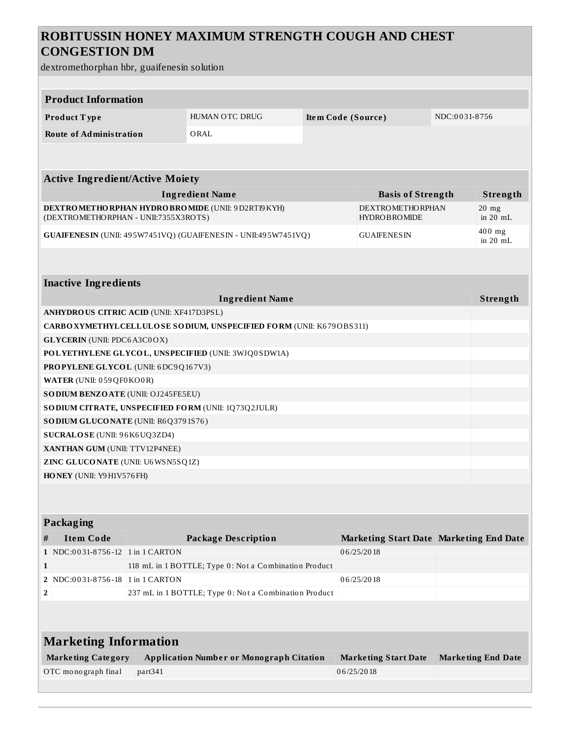# ROBITUSSIN HONEY MAXIMUM STRENGTH COUGH AND CHEST CONGESTION DM

dextromethorphan hbr, guaifenesin solution

## Product Information

| | | | |
|---|---|---|---|
| **Product Type** | HUMAN OTC DRUG | **Item Code (Source)** | NDC:0031-8756 |
| **Route of Administration** | ORAL | | |

## Active Ingredient/Active Moiety

| Ingredient Name | Basis of Strength | Strength |
|---|---|---|
| **DEXTROMETHORPHAN HYDROBROMIDE** (UNII: 9D2RTI9KYH) (DEXTROMETHORPHAN - UNII:7355X3ROTS) | DEXTROMETHORPHAN HYDROBROMIDE | 20 mg in 20 mL |
| **GUAIFENESIN** (UNII: 495W7451VQ) (GUAIFENESIN - UNII:495W7451VQ) | GUAIFENESIN | 400 mg in 20 mL |

## Inactive Ingredients

| Ingredient Name | Strength |
|---|---|
| **ANHYDROUS CITRIC ACID** (UNII: XF417D3PSL) | |
| **CARBOXYMETHYLCELLULOSE SODIUM, UNSPECIFIED FORM** (UNII: K679OBS311) | |
| **GLYCERIN** (UNII: PDC6A3C0OX) | |
| **POLYETHYLENE GLYCOL, UNSPECIFIED** (UNII: 3WJQ0SDW1A) | |
| **PROPYLENE GLYCOL** (UNII: 6DC9Q167V3) | |
| **WATER** (UNII: 059QF0KO0R) | |
| **SODIUM BENZOATE** (UNII: OJ245FE5EU) | |
| **SODIUM CITRATE, UNSPECIFIED FORM** (UNII: 1Q73Q2JULR) | |
| **SODIUM GLUCONATE** (UNII: R6Q3791S76) | |
| **SUCRALOSE** (UNII: 96K6UQ3ZD4) | |
| **XANTHAN GUM** (UNII: TTV12P4NEE) | |
| **ZINC GLUCONATE** (UNII: U6WSN5SQ1Z) | |
| **HONEY** (UNII: Y9H1V576FH) | |

## Packaging

| # | Item Code | Package Description | Marketing Start Date | Marketing End Date |
|---|---|---|---|---|
| 1 | NDC:0031-8756-12 | 1 in 1 CARTON | 06/25/2018 | |
| 1 | | 118 mL in 1 BOTTLE; Type 0: Not a Combination Product | | |
| 2 | NDC:0031-8756-18 | 1 in 1 CARTON | 06/25/2018 | |
| 2 | | 237 mL in 1 BOTTLE; Type 0: Not a Combination Product | | |

## Marketing Information

| Marketing Category | Application Number or Monograph Citation | Marketing Start Date | Marketing End Date |
|---|---|---|---|
| OTC monograph final | part341 | 06/25/2018 | |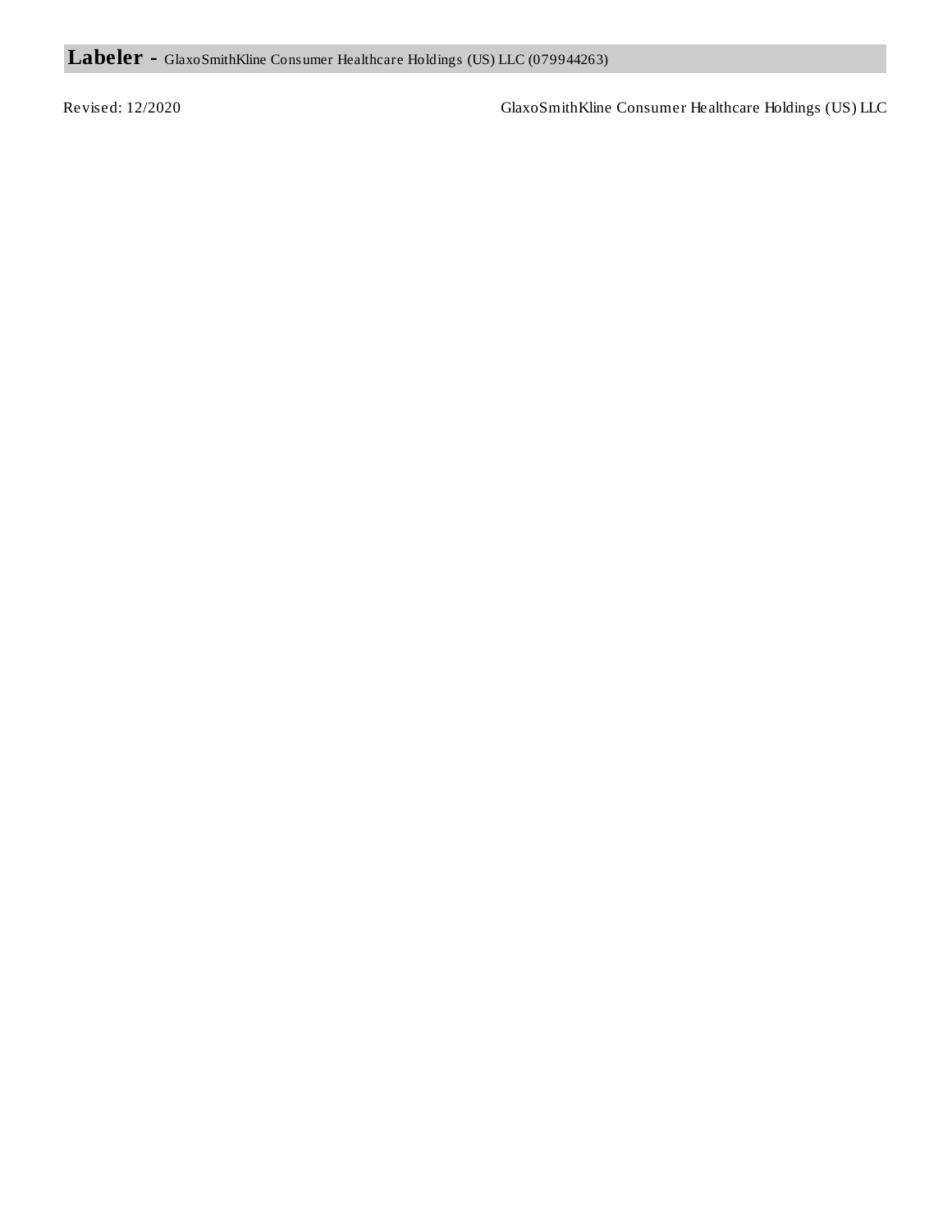**Labeler -** GlaxoSmithKline Consumer Healthcare Holdings (US) LLC (079944263)

Revised: 12/2020 GlaxoSmithKline Consumer Healthcare Holdings (US) LLC